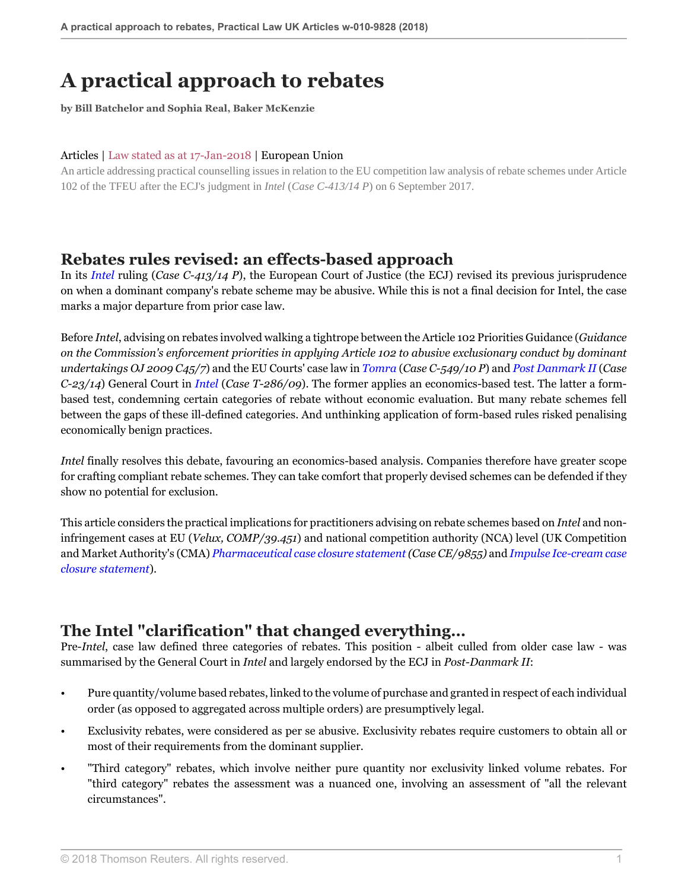# A practical approach to rebates

**by Bill Batchelor and Sophia Real, Baker McKenzie**

Articles | Law stated as at 17-Jan-2018 | European Union

An article addressing practical counselling issues in relation to the EU competition law analysis of rebate schemes under Article 102 of the TFEU after the ECJ's judgment in *Intel* (*Case C-413/14 P*) on 6 September 2017.

## Rebates rules revised: an effects-based approach

In its *Intel* ruling (*Case C-413/14 P*), the European Court of Justice (the ECJ) revised its previous jurisprudence on when a dominant company's rebate scheme may be abusive. While this is not a final decision for Intel, the case marks a major departure from prior case law.

Before *Intel*, advising on rebates involved walking a tightrope between the Article 102 Priorities Guidance (*Guidance on the Commission's enforcement priorities in applying Article 102 to abusive exclusionary conduct by dominant undertakings OJ 2009 C45/7*) and the EU Courts' case law in *Tomra* (*Case C-549/10 P*) and *Post Danmark II* (*Case C-23/14*) General Court in *Intel* (*Case T-286/09*). The former applies an economics-based test. The latter a form-based test, condemning certain categories of rebate without economic evaluation. But many rebate schemes fell between the gaps of these ill-defined categories. And unthinking application of form-based rules risked penalising economically benign practices.

*Intel* finally resolves this debate, favouring an economics-based analysis. Companies therefore have greater scope for crafting compliant rebate schemes. They can take comfort that properly devised schemes can be defended if they show no potential for exclusion.

This article considers the practical implications for practitioners advising on rebate schemes based on *Intel* and non-infringement cases at EU (*Velux, COMP/39.451*) and national competition authority (NCA) level (UK Competition and Market Authority's (CMA) *Pharmaceutical case closure statement (Case CE/9855)* and *Impulse Ice-cream case closure statement*).

## The Intel "clarification" that changed everything...

Pre-*Intel*, case law defined three categories of rebates. This position - albeit culled from older case law - was summarised by the General Court in *Intel* and largely endorsed by the ECJ in *Post-Danmark II*:

- Pure quantity/volume based rebates, linked to the volume of purchase and granted in respect of each individual order (as opposed to aggregated across multiple orders) are presumptively legal.
- Exclusivity rebates, were considered as per se abusive. Exclusivity rebates require customers to obtain all or most of their requirements from the dominant supplier.
- "Third category" rebates, which involve neither pure quantity nor exclusivity linked volume rebates. For "third category" rebates the assessment was a nuanced one, involving an assessment of "all the relevant circumstances".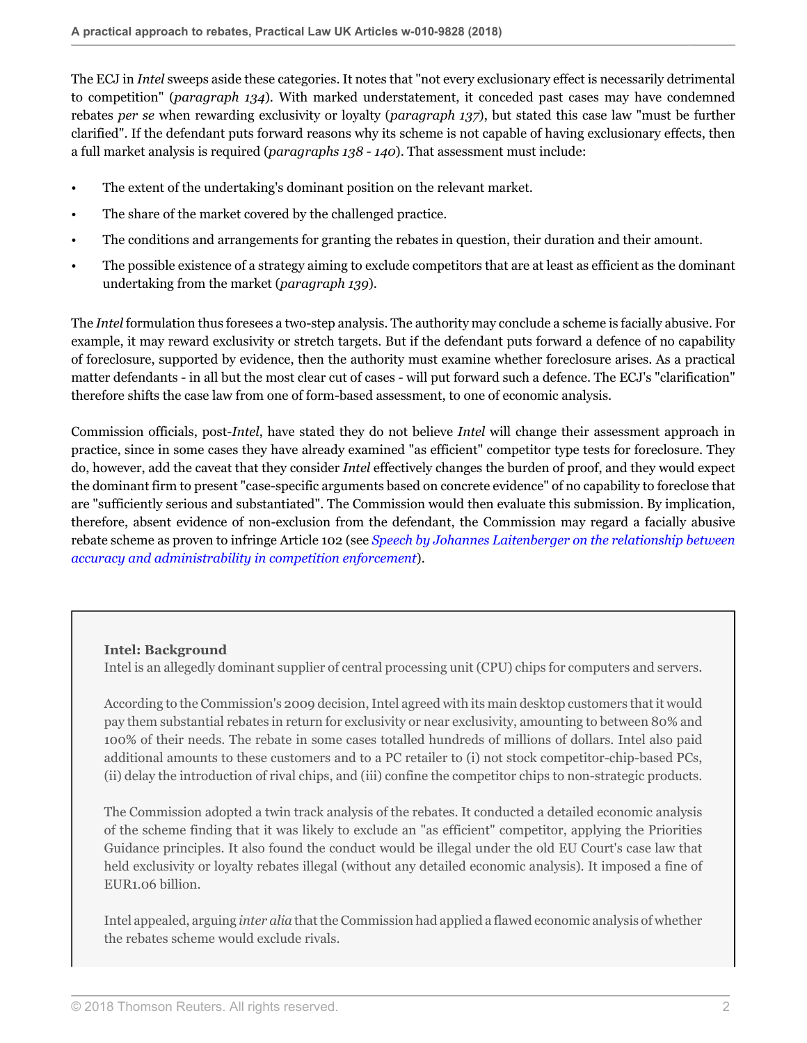The ECJ in *Intel* sweeps aside these categories. It notes that "not every exclusionary effect is necessarily detrimental to competition" (*paragraph 134*). With marked understatement, it conceded past cases may have condemned rebates *per se* when rewarding exclusivity or loyalty (*paragraph 137*), but stated this case law "must be further clarified". If the defendant puts forward reasons why its scheme is not capable of having exclusionary effects, then a full market analysis is required (*paragraphs 138 - 140*). That assessment must include:

- The extent of the undertaking's dominant position on the relevant market.
- The share of the market covered by the challenged practice.
- The conditions and arrangements for granting the rebates in question, their duration and their amount.
- The possible existence of a strategy aiming to exclude competitors that are at least as efficient as the dominant undertaking from the market (*paragraph 139*).

The *Intel* formulation thus foresees a two-step analysis. The authority may conclude a scheme is facially abusive. For example, it may reward exclusivity or stretch targets. But if the defendant puts forward a defence of no capability of foreclosure, supported by evidence, then the authority must examine whether foreclosure arises. As a practical matter defendants - in all but the most clear cut of cases - will put forward such a defence. The ECJ's "clarification" therefore shifts the case law from one of form-based assessment, to one of economic analysis.

Commission officials, post-*Intel*, have stated they do not believe *Intel* will change their assessment approach in practice, since in some cases they have already examined "as efficient" competitor type tests for foreclosure. They do, however, add the caveat that they consider *Intel* effectively changes the burden of proof, and they would expect the dominant firm to present "case-specific arguments based on concrete evidence" of no capability to foreclose that are "sufficiently serious and substantiated". The Commission would then evaluate this submission. By implication, therefore, absent evidence of non-exclusion from the defendant, the Commission may regard a facially abusive rebate scheme as proven to infringe Article 102 (see *Speech by Johannes Laitenberger on the relationship between accuracy and administrability in competition enforcement*).

**Intel: Background**

Intel is an allegedly dominant supplier of central processing unit (CPU) chips for computers and servers.

According to the Commission's 2009 decision, Intel agreed with its main desktop customers that it would pay them substantial rebates in return for exclusivity or near exclusivity, amounting to between 80% and 100% of their needs. The rebate in some cases totalled hundreds of millions of dollars. Intel also paid additional amounts to these customers and to a PC retailer to (i) not stock competitor-chip-based PCs, (ii) delay the introduction of rival chips, and (iii) confine the competitor chips to non-strategic products.

The Commission adopted a twin track analysis of the rebates. It conducted a detailed economic analysis of the scheme finding that it was likely to exclude an "as efficient" competitor, applying the Priorities Guidance principles. It also found the conduct would be illegal under the old EU Court's case law that held exclusivity or loyalty rebates illegal (without any detailed economic analysis). It imposed a fine of EUR1.06 billion.

Intel appealed, arguing *inter alia* that the Commission had applied a flawed economic analysis of whether the rebates scheme would exclude rivals.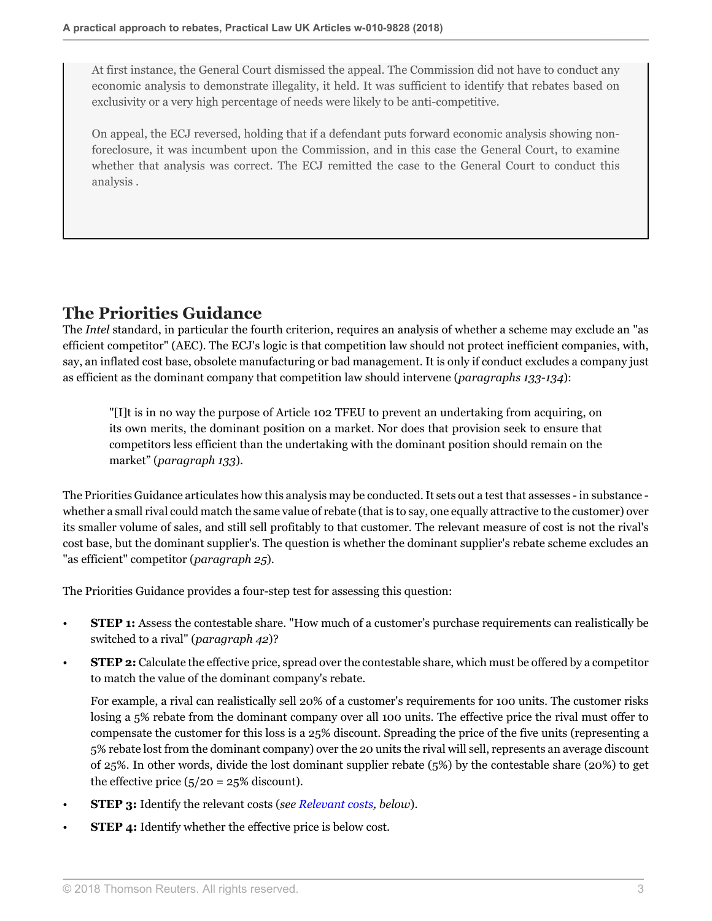At first instance, the General Court dismissed the appeal. The Commission did not have to conduct any economic analysis to demonstrate illegality, it held. It was sufficient to identify that rebates based on exclusivity or a very high percentage of needs were likely to be anti-competitive.

On appeal, the ECJ reversed, holding that if a defendant puts forward economic analysis showing non-foreclosure, it was incumbent upon the Commission, and in this case the General Court, to examine whether that analysis was correct. The ECJ remitted the case to the General Court to conduct this analysis .

## The Priorities Guidance

The *Intel* standard, in particular the fourth criterion, requires an analysis of whether a scheme may exclude an "as efficient competitor" (AEC). The ECJ's logic is that competition law should not protect inefficient companies, with, say, an inflated cost base, obsolete manufacturing or bad management. It is only if conduct excludes a company just as efficient as the dominant company that competition law should intervene (*paragraphs 133-134*):

> "[I]t is in no way the purpose of Article 102 TFEU to prevent an undertaking from acquiring, on its own merits, the dominant position on a market. Nor does that provision seek to ensure that competitors less efficient than the undertaking with the dominant position should remain on the market" (*paragraph 133*).

The Priorities Guidance articulates how this analysis may be conducted. It sets out a test that assesses - in substance - whether a small rival could match the same value of rebate (that is to say, one equally attractive to the customer) over its smaller volume of sales, and still sell profitably to that customer. The relevant measure of cost is not the rival's cost base, but the dominant supplier's. The question is whether the dominant supplier's rebate scheme excludes an "as efficient" competitor (*paragraph 25*).

The Priorities Guidance provides a four-step test for assessing this question:

- **STEP 1:** Assess the contestable share. "How much of a customer's purchase requirements can realistically be switched to a rival" (*paragraph 42*)?
- **STEP 2:** Calculate the effective price, spread over the contestable share, which must be offered by a competitor to match the value of the dominant company's rebate.

  For example, a rival can realistically sell 20% of a customer's requirements for 100 units. The customer risks losing a 5% rebate from the dominant company over all 100 units. The effective price the rival must offer to compensate the customer for this loss is a 25% discount. Spreading the price of the five units (representing a 5% rebate lost from the dominant company) over the 20 units the rival will sell, represents an average discount of 25%. In other words, divide the lost dominant supplier rebate (5%) by the contestable share (20%) to get the effective price (5/20 = 25% discount).
- **STEP 3:** Identify the relevant costs (*see Relevant costs, below*).
- **STEP 4:** Identify whether the effective price is below cost.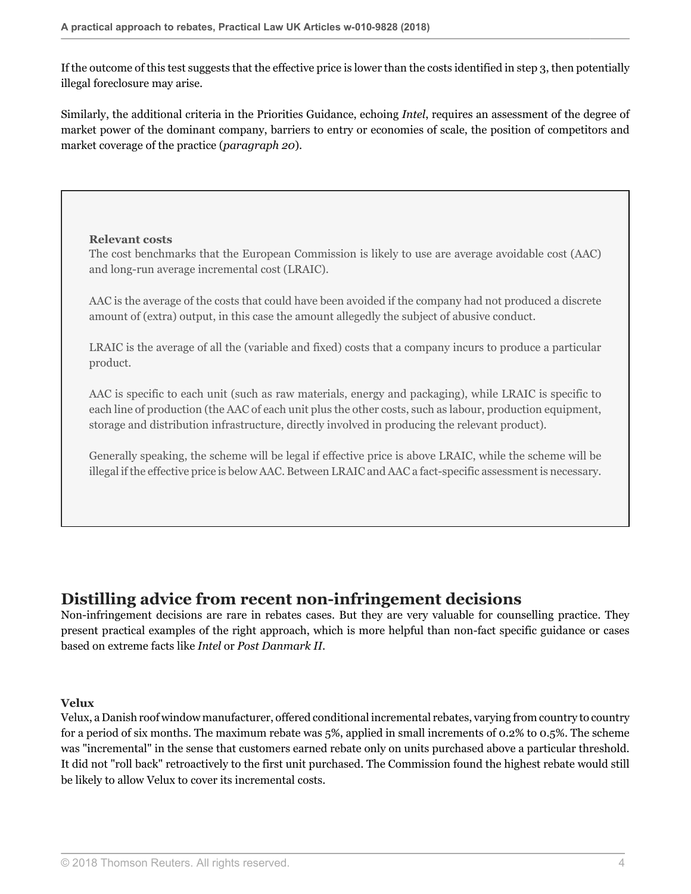If the outcome of this test suggests that the effective price is lower than the costs identified in step 3, then potentially illegal foreclosure may arise.

Similarly, the additional criteria in the Priorities Guidance, echoing *Intel*, requires an assessment of the degree of market power of the dominant company, barriers to entry or economies of scale, the position of competitors and market coverage of the practice (*paragraph 20*).

> **Relevant costs**
>
> The cost benchmarks that the European Commission is likely to use are average avoidable cost (AAC) and long-run average incremental cost (LRAIC).
>
> AAC is the average of the costs that could have been avoided if the company had not produced a discrete amount of (extra) output, in this case the amount allegedly the subject of abusive conduct.
>
> LRAIC is the average of all the (variable and fixed) costs that a company incurs to produce a particular product.
>
> AAC is specific to each unit (such as raw materials, energy and packaging), while LRAIC is specific to each line of production (the AAC of each unit plus the other costs, such as labour, production equipment, storage and distribution infrastructure, directly involved in producing the relevant product).
>
> Generally speaking, the scheme will be legal if effective price is above LRAIC, while the scheme will be illegal if the effective price is below AAC. Between LRAIC and AAC a fact-specific assessment is necessary.

## Distilling advice from recent non-infringement decisions

Non-infringement decisions are rare in rebates cases. But they are very valuable for counselling practice. They present practical examples of the right approach, which is more helpful than non-fact specific guidance or cases based on extreme facts like *Intel* or *Post Danmark II*.

**Velux**

Velux, a Danish roof window manufacturer, offered conditional incremental rebates, varying from country to country for a period of six months. The maximum rebate was 5%, applied in small increments of 0.2% to 0.5%. The scheme was "incremental" in the sense that customers earned rebate only on units purchased above a particular threshold. It did not "roll back" retroactively to the first unit purchased. The Commission found the highest rebate would still be likely to allow Velux to cover its incremental costs.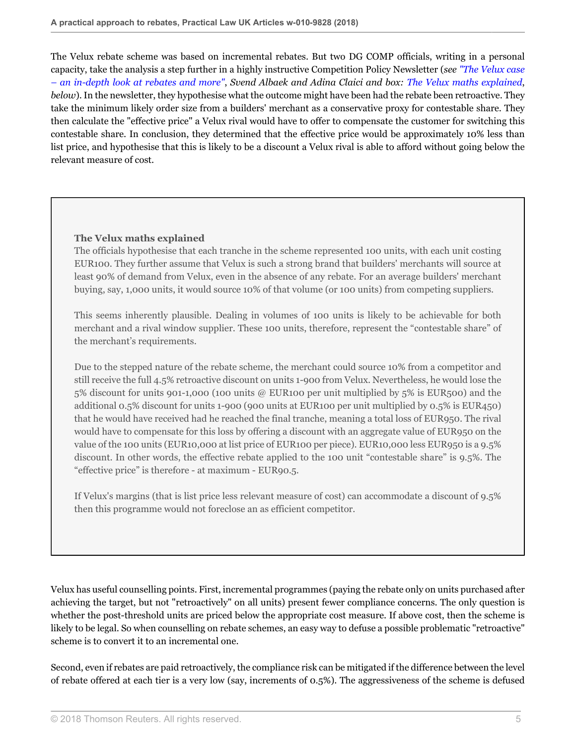The Velux rebate scheme was based on incremental rebates. But two DG COMP officials, writing in a personal capacity, take the analysis a step further in a highly instructive Competition Policy Newsletter (*see "The Velux case – an in-depth look at rebates and more", Svend Albaek and Adina Claici and box: The Velux maths explained, below*). In the newsletter, they hypothesise what the outcome might have been had the rebate been retroactive. They take the minimum likely order size from a builders' merchant as a conservative proxy for contestable share. They then calculate the "effective price" a Velux rival would have to offer to compensate the customer for switching this contestable share. In conclusion, they determined that the effective price would be approximately 10% less than list price, and hypothesise that this is likely to be a discount a Velux rival is able to afford without going below the relevant measure of cost.

> **The Velux maths explained**
>
> The officials hypothesise that each tranche in the scheme represented 100 units, with each unit costing EUR100. They further assume that Velux is such a strong brand that builders' merchants will source at least 90% of demand from Velux, even in the absence of any rebate. For an average builders' merchant buying, say, 1,000 units, it would source 10% of that volume (or 100 units) from competing suppliers.
>
> This seems inherently plausible. Dealing in volumes of 100 units is likely to be achievable for both merchant and a rival window supplier. These 100 units, therefore, represent the "contestable share" of the merchant's requirements.
>
> Due to the stepped nature of the rebate scheme, the merchant could source 10% from a competitor and still receive the full 4.5% retroactive discount on units 1-900 from Velux. Nevertheless, he would lose the 5% discount for units 901-1,000 (100 units @ EUR100 per unit multiplied by 5% is EUR500) and the additional 0.5% discount for units 1-900 (900 units at EUR100 per unit multiplied by 0.5% is EUR450) that he would have received had he reached the final tranche, meaning a total loss of EUR950. The rival would have to compensate for this loss by offering a discount with an aggregate value of EUR950 on the value of the 100 units (EUR10,000 at list price of EUR100 per piece). EUR10,000 less EUR950 is a 9.5% discount. In other words, the effective rebate applied to the 100 unit "contestable share" is 9.5%. The "effective price" is therefore - at maximum - EUR90.5.
>
> If Velux's margins (that is list price less relevant measure of cost) can accommodate a discount of 9.5% then this programme would not foreclose an as efficient competitor.

Velux has useful counselling points. First, incremental programmes (paying the rebate only on units purchased after achieving the target, but not "retroactively" on all units) present fewer compliance concerns. The only question is whether the post-threshold units are priced below the appropriate cost measure. If above cost, then the scheme is likely to be legal. So when counselling on rebate schemes, an easy way to defuse a possible problematic "retroactive" scheme is to convert it to an incremental one.

Second, even if rebates are paid retroactively, the compliance risk can be mitigated if the difference between the level of rebate offered at each tier is a very low (say, increments of 0.5%). The aggressiveness of the scheme is defused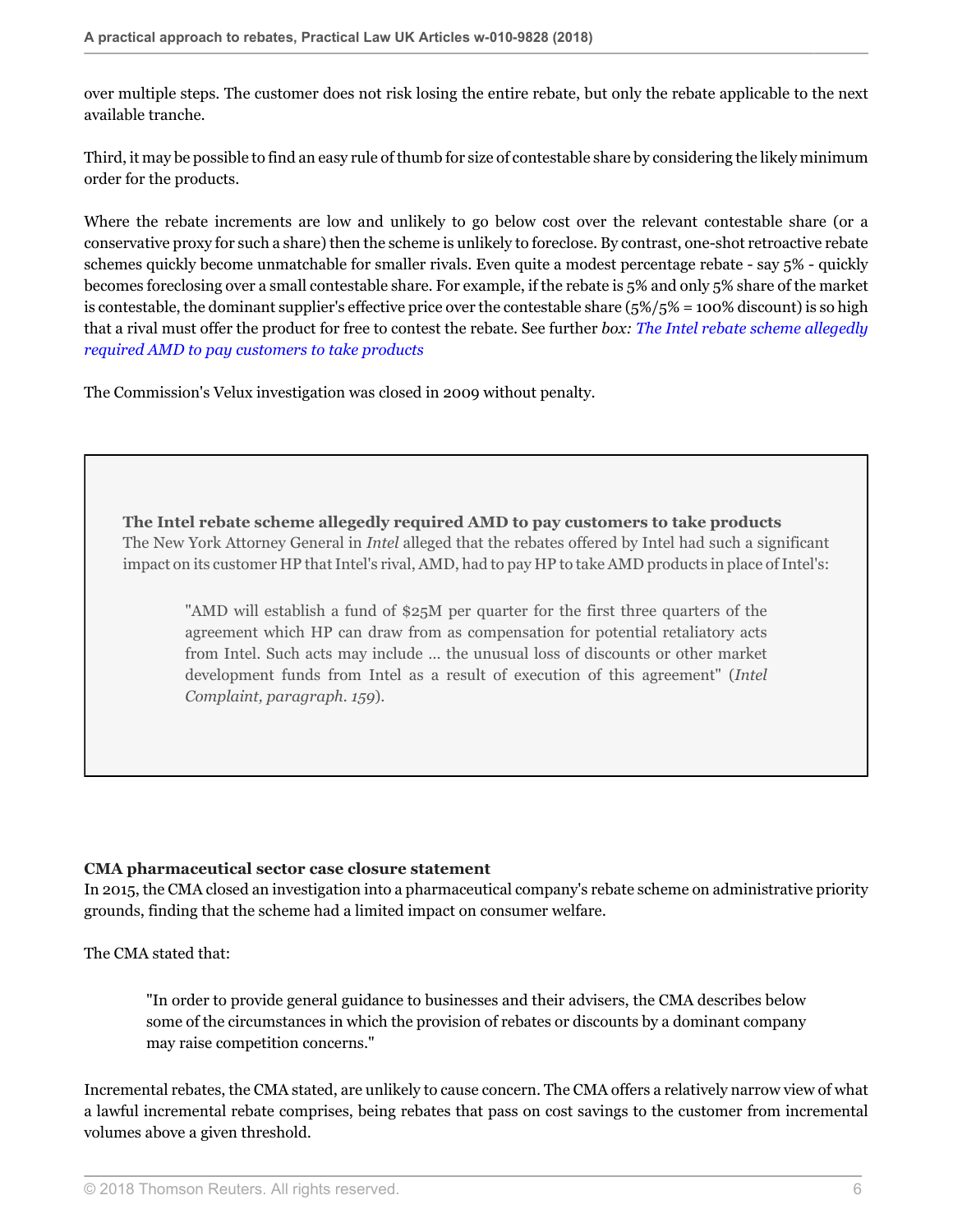over multiple steps. The customer does not risk losing the entire rebate, but only the rebate applicable to the next available tranche.

Third, it may be possible to find an easy rule of thumb for size of contestable share by considering the likely minimum order for the products.

Where the rebate increments are low and unlikely to go below cost over the relevant contestable share (or a conservative proxy for such a share) then the scheme is unlikely to foreclose. By contrast, one-shot retroactive rebate schemes quickly become unmatchable for smaller rivals. Even quite a modest percentage rebate - say 5% - quickly becomes foreclosing over a small contestable share. For example, if the rebate is 5% and only 5% share of the market is contestable, the dominant supplier's effective price over the contestable share (5%/5% = 100% discount) is so high that a rival must offer the product for free to contest the rebate. See further *box: The Intel rebate scheme allegedly required AMD to pay customers to take products*

The Commission's Velux investigation was closed in 2009 without penalty.

**The Intel rebate scheme allegedly required AMD to pay customers to take products**

The New York Attorney General in *Intel* alleged that the rebates offered by Intel had such a significant impact on its customer HP that Intel's rival, AMD, had to pay HP to take AMD products in place of Intel's:

> "AMD will establish a fund of $25M per quarter for the first three quarters of the agreement which HP can draw from as compensation for potential retaliatory acts from Intel. Such acts may include ... the unusual loss of discounts or other market development funds from Intel as a result of execution of this agreement" (*Intel Complaint, paragraph. 159*).

### CMA pharmaceutical sector case closure statement

In 2015, the CMA closed an investigation into a pharmaceutical company's rebate scheme on administrative priority grounds, finding that the scheme had a limited impact on consumer welfare.

The CMA stated that:

> "In order to provide general guidance to businesses and their advisers, the CMA describes below some of the circumstances in which the provision of rebates or discounts by a dominant company may raise competition concerns."

Incremental rebates, the CMA stated, are unlikely to cause concern. The CMA offers a relatively narrow view of what a lawful incremental rebate comprises, being rebates that pass on cost savings to the customer from incremental volumes above a given threshold.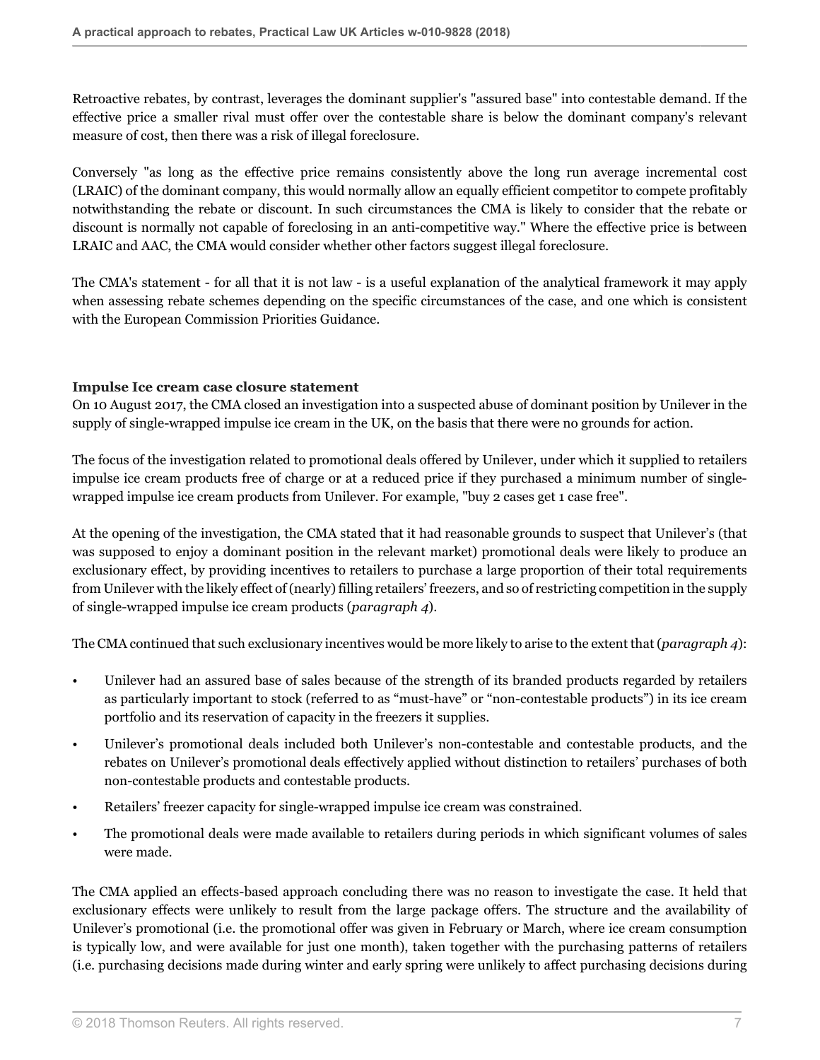Retroactive rebates, by contrast, leverages the dominant supplier's "assured base" into contestable demand. If the effective price a smaller rival must offer over the contestable share is below the dominant company's relevant measure of cost, then there was a risk of illegal foreclosure.

Conversely "as long as the effective price remains consistently above the long run average incremental cost (LRAIC) of the dominant company, this would normally allow an equally efficient competitor to compete profitably notwithstanding the rebate or discount. In such circumstances the CMA is likely to consider that the rebate or discount is normally not capable of foreclosing in an anti-competitive way." Where the effective price is between LRAIC and AAC, the CMA would consider whether other factors suggest illegal foreclosure.

The CMA's statement - for all that it is not law - is a useful explanation of the analytical framework it may apply when assessing rebate schemes depending on the specific circumstances of the case, and one which is consistent with the European Commission Priorities Guidance.

**Impulse Ice cream case closure statement**

On 10 August 2017, the CMA closed an investigation into a suspected abuse of dominant position by Unilever in the supply of single-wrapped impulse ice cream in the UK, on the basis that there were no grounds for action.

The focus of the investigation related to promotional deals offered by Unilever, under which it supplied to retailers impulse ice cream products free of charge or at a reduced price if they purchased a minimum number of single-wrapped impulse ice cream products from Unilever. For example, "buy 2 cases get 1 case free".

At the opening of the investigation, the CMA stated that it had reasonable grounds to suspect that Unilever's (that was supposed to enjoy a dominant position in the relevant market) promotional deals were likely to produce an exclusionary effect, by providing incentives to retailers to purchase a large proportion of their total requirements from Unilever with the likely effect of (nearly) filling retailers' freezers, and so of restricting competition in the supply of single-wrapped impulse ice cream products (*paragraph 4*).

The CMA continued that such exclusionary incentives would be more likely to arise to the extent that (*paragraph 4*):

- Unilever had an assured base of sales because of the strength of its branded products regarded by retailers as particularly important to stock (referred to as "must-have" or "non-contestable products") in its ice cream portfolio and its reservation of capacity in the freezers it supplies.
- Unilever's promotional deals included both Unilever's non-contestable and contestable products, and the rebates on Unilever's promotional deals effectively applied without distinction to retailers' purchases of both non-contestable products and contestable products.
- Retailers' freezer capacity for single-wrapped impulse ice cream was constrained.
- The promotional deals were made available to retailers during periods in which significant volumes of sales were made.

The CMA applied an effects-based approach concluding there was no reason to investigate the case. It held that exclusionary effects were unlikely to result from the large package offers. The structure and the availability of Unilever's promotional (i.e. the promotional offer was given in February or March, where ice cream consumption is typically low, and were available for just one month), taken together with the purchasing patterns of retailers (i.e. purchasing decisions made during winter and early spring were unlikely to affect purchasing decisions during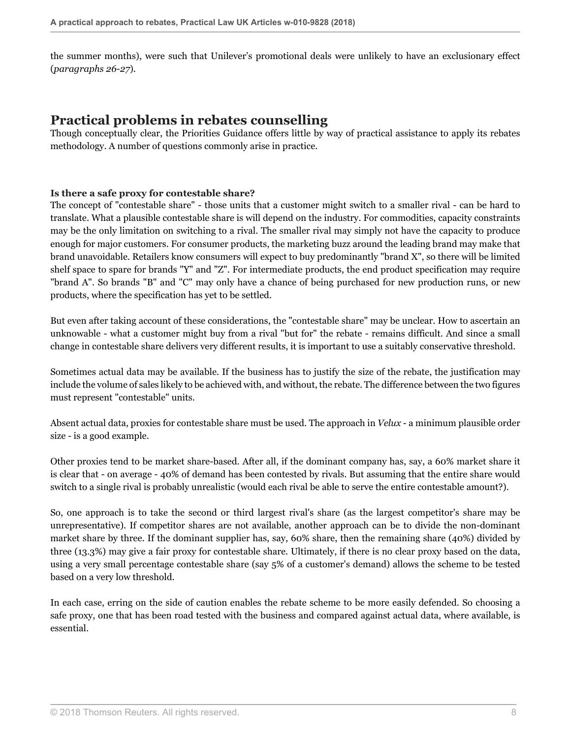the summer months), were such that Unilever's promotional deals were unlikely to have an exclusionary effect (*paragraphs 26-27*).

## Practical problems in rebates counselling

Though conceptually clear, the Priorities Guidance offers little by way of practical assistance to apply its rebates methodology. A number of questions commonly arise in practice.

### Is there a safe proxy for contestable share?

The concept of "contestable share" - those units that a customer might switch to a smaller rival - can be hard to translate. What a plausible contestable share is will depend on the industry. For commodities, capacity constraints may be the only limitation on switching to a rival. The smaller rival may simply not have the capacity to produce enough for major customers. For consumer products, the marketing buzz around the leading brand may make that brand unavoidable. Retailers know consumers will expect to buy predominantly "brand X", so there will be limited shelf space to spare for brands "Y" and "Z". For intermediate products, the end product specification may require "brand A". So brands "B" and "C" may only have a chance of being purchased for new production runs, or new products, where the specification has yet to be settled.

But even after taking account of these considerations, the "contestable share" may be unclear. How to ascertain an unknowable - what a customer might buy from a rival "but for" the rebate - remains difficult. And since a small change in contestable share delivers very different results, it is important to use a suitably conservative threshold.

Sometimes actual data may be available. If the business has to justify the size of the rebate, the justification may include the volume of sales likely to be achieved with, and without, the rebate. The difference between the two figures must represent "contestable" units.

Absent actual data, proxies for contestable share must be used. The approach in *Velux* - a minimum plausible order size - is a good example.

Other proxies tend to be market share-based. After all, if the dominant company has, say, a 60% market share it is clear that - on average - 40% of demand has been contested by rivals. But assuming that the entire share would switch to a single rival is probably unrealistic (would each rival be able to serve the entire contestable amount?).

So, one approach is to take the second or third largest rival's share (as the largest competitor's share may be unrepresentative). If competitor shares are not available, another approach can be to divide the non-dominant market share by three. If the dominant supplier has, say, 60% share, then the remaining share (40%) divided by three (13.3%) may give a fair proxy for contestable share. Ultimately, if there is no clear proxy based on the data, using a very small percentage contestable share (say 5% of a customer's demand) allows the scheme to be tested based on a very low threshold.

In each case, erring on the side of caution enables the rebate scheme to be more easily defended. So choosing a safe proxy, one that has been road tested with the business and compared against actual data, where available, is essential.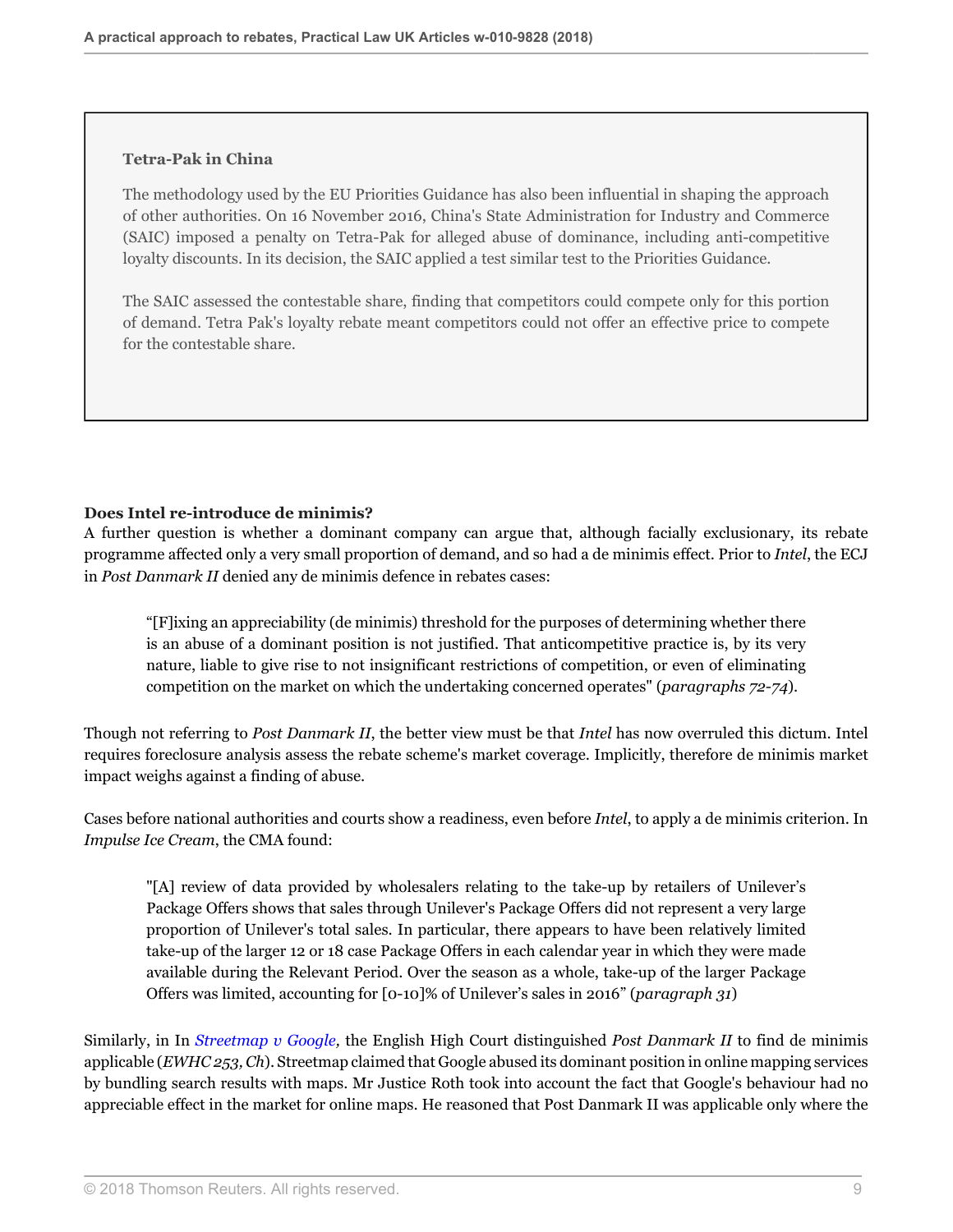**Tetra-Pak in China**

The methodology used by the EU Priorities Guidance has also been influential in shaping the approach of other authorities. On 16 November 2016, China's State Administration for Industry and Commerce (SAIC) imposed a penalty on Tetra-Pak for alleged abuse of dominance, including anti-competitive loyalty discounts. In its decision, the SAIC applied a test similar test to the Priorities Guidance.

The SAIC assessed the contestable share, finding that competitors could compete only for this portion of demand. Tetra Pak's loyalty rebate meant competitors could not offer an effective price to compete for the contestable share.

**Does Intel re-introduce de minimis?**

A further question is whether a dominant company can argue that, although facially exclusionary, its rebate programme affected only a very small proportion of demand, and so had a de minimis effect. Prior to *Intel*, the ECJ in *Post Danmark II* denied any de minimis defence in rebates cases:

> "[F]ixing an appreciability (de minimis) threshold for the purposes of determining whether there is an abuse of a dominant position is not justified. That anticompetitive practice is, by its very nature, liable to give rise to not insignificant restrictions of competition, or even of eliminating competition on the market on which the undertaking concerned operates" (*paragraphs 72-74*).

Though not referring to *Post Danmark II*, the better view must be that *Intel* has now overruled this dictum. Intel requires foreclosure analysis assess the rebate scheme's market coverage. Implicitly, therefore de minimis market impact weighs against a finding of abuse.

Cases before national authorities and courts show a readiness, even before *Intel*, to apply a de minimis criterion. In *Impulse Ice Cream*, the CMA found:

> "[A] review of data provided by wholesalers relating to the take-up by retailers of Unilever's Package Offers shows that sales through Unilever's Package Offers did not represent a very large proportion of Unilever's total sales. In particular, there appears to have been relatively limited take-up of the larger 12 or 18 case Package Offers in each calendar year in which they were made available during the Relevant Period. Over the season as a whole, take-up of the larger Package Offers was limited, accounting for [0-10]% of Unilever's sales in 2016" (*paragraph 31*)

Similarly, in In *Streetmap v Google*, the English High Court distinguished *Post Danmark II* to find de minimis applicable (*EWHC 253, Ch*). Streetmap claimed that Google abused its dominant position in online mapping services by bundling search results with maps. Mr Justice Roth took into account the fact that Google's behaviour had no appreciable effect in the market for online maps. He reasoned that Post Danmark II was applicable only where the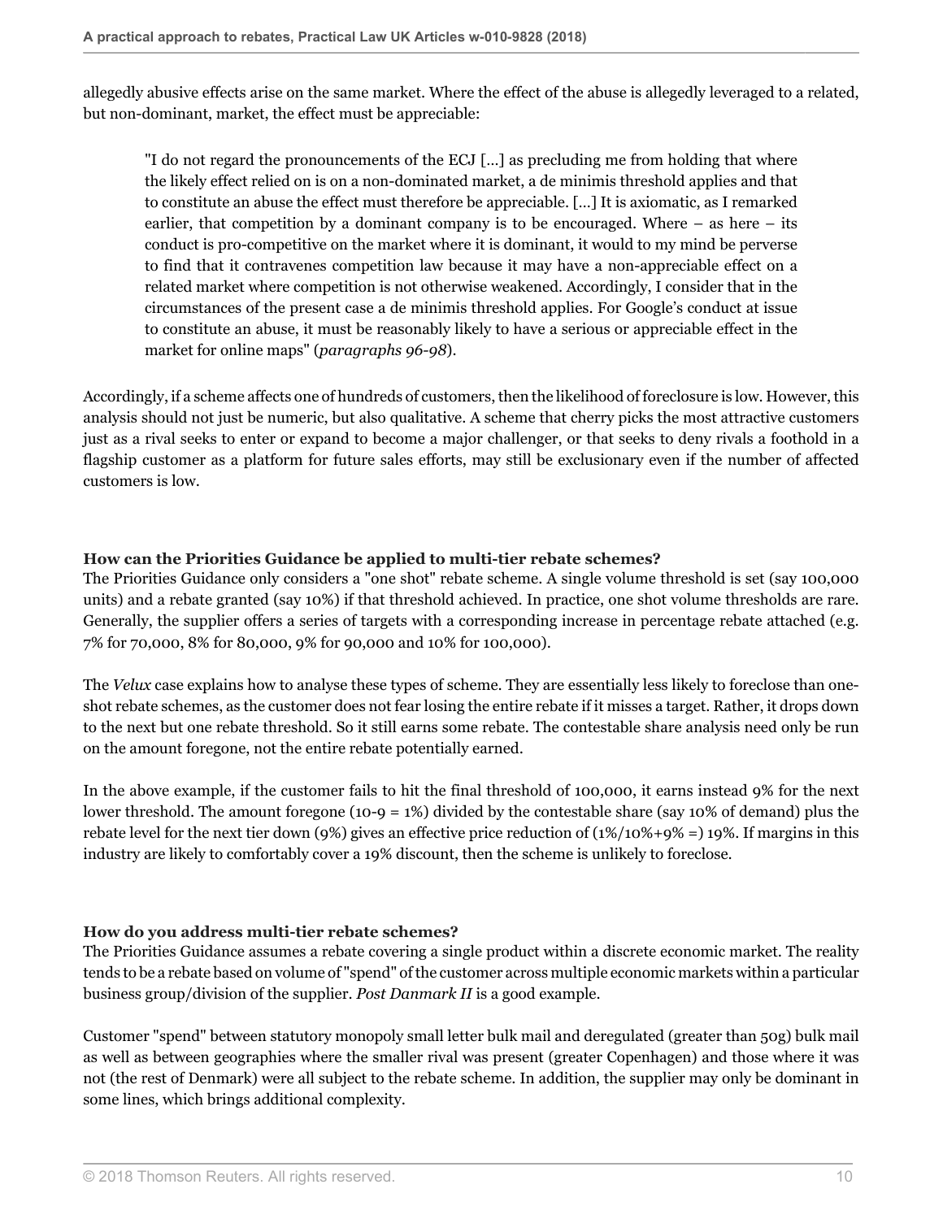allegedly abusive effects arise on the same market. Where the effect of the abuse is allegedly leveraged to a related, but non-dominant, market, the effect must be appreciable:

> "I do not regard the pronouncements of the ECJ [...] as precluding me from holding that where the likely effect relied on is on a non-dominated market, a de minimis threshold applies and that to constitute an abuse the effect must therefore be appreciable. [...] It is axiomatic, as I remarked earlier, that competition by a dominant company is to be encouraged. Where – as here – its conduct is pro-competitive on the market where it is dominant, it would to my mind be perverse to find that it contravenes competition law because it may have a non-appreciable effect on a related market where competition is not otherwise weakened. Accordingly, I consider that in the circumstances of the present case a de minimis threshold applies. For Google's conduct at issue to constitute an abuse, it must be reasonably likely to have a serious or appreciable effect in the market for online maps" (*paragraphs 96-98*).

Accordingly, if a scheme affects one of hundreds of customers, then the likelihood of foreclosure is low. However, this analysis should not just be numeric, but also qualitative. A scheme that cherry picks the most attractive customers just as a rival seeks to enter or expand to become a major challenger, or that seeks to deny rivals a foothold in a flagship customer as a platform for future sales efforts, may still be exclusionary even if the number of affected customers is low.

**How can the Priorities Guidance be applied to multi-tier rebate schemes?**

The Priorities Guidance only considers a "one shot" rebate scheme. A single volume threshold is set (say 100,000 units) and a rebate granted (say 10%) if that threshold achieved. In practice, one shot volume thresholds are rare. Generally, the supplier offers a series of targets with a corresponding increase in percentage rebate attached (e.g. 7% for 70,000, 8% for 80,000, 9% for 90,000 and 10% for 100,000).

The *Velux* case explains how to analyse these types of scheme. They are essentially less likely to foreclose than one-shot rebate schemes, as the customer does not fear losing the entire rebate if it misses a target. Rather, it drops down to the next but one rebate threshold. So it still earns some rebate. The contestable share analysis need only be run on the amount foregone, not the entire rebate potentially earned.

In the above example, if the customer fails to hit the final threshold of 100,000, it earns instead 9% for the next lower threshold. The amount foregone (10-9 = 1%) divided by the contestable share (say 10% of demand) plus the rebate level for the next tier down (9%) gives an effective price reduction of (1%/10%+9% =) 19%. If margins in this industry are likely to comfortably cover a 19% discount, then the scheme is unlikely to foreclose.

**How do you address multi-tier rebate schemes?**

The Priorities Guidance assumes a rebate covering a single product within a discrete economic market. The reality tends to be a rebate based on volume of "spend" of the customer across multiple economic markets within a particular business group/division of the supplier. *Post Danmark II* is a good example.

Customer "spend" between statutory monopoly small letter bulk mail and deregulated (greater than 50g) bulk mail as well as between geographies where the smaller rival was present (greater Copenhagen) and those where it was not (the rest of Denmark) were all subject to the rebate scheme. In addition, the supplier may only be dominant in some lines, which brings additional complexity.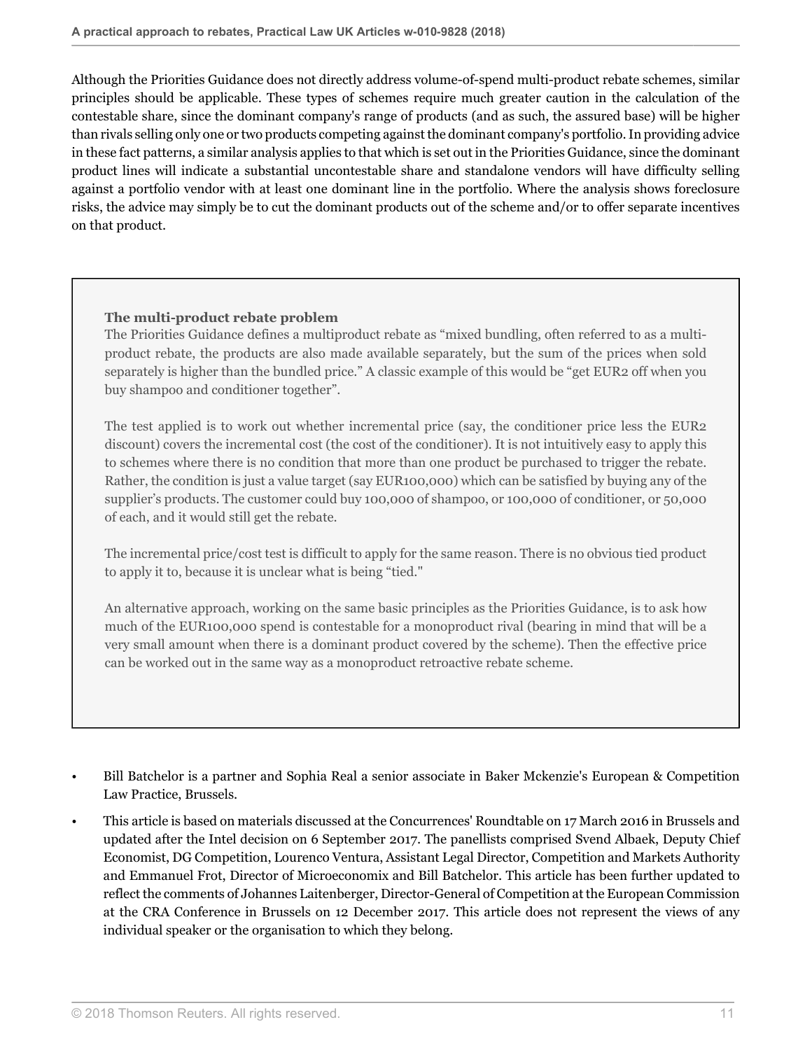Although the Priorities Guidance does not directly address volume-of-spend multi-product rebate schemes, similar principles should be applicable. These types of schemes require much greater caution in the calculation of the contestable share, since the dominant company's range of products (and as such, the assured base) will be higher than rivals selling only one or two products competing against the dominant company's portfolio. In providing advice in these fact patterns, a similar analysis applies to that which is set out in the Priorities Guidance, since the dominant product lines will indicate a substantial uncontestable share and standalone vendors will have difficulty selling against a portfolio vendor with at least one dominant line in the portfolio. Where the analysis shows foreclosure risks, the advice may simply be to cut the dominant products out of the scheme and/or to offer separate incentives on that product.

**The multi-product rebate problem**

The Priorities Guidance defines a multiproduct rebate as "mixed bundling, often referred to as a multi-product rebate, the products are also made available separately, but the sum of the prices when sold separately is higher than the bundled price." A classic example of this would be "get EUR2 off when you buy shampoo and conditioner together".

The test applied is to work out whether incremental price (say, the conditioner price less the EUR2 discount) covers the incremental cost (the cost of the conditioner). It is not intuitively easy to apply this to schemes where there is no condition that more than one product be purchased to trigger the rebate. Rather, the condition is just a value target (say EUR100,000) which can be satisfied by buying any of the supplier's products. The customer could buy 100,000 of shampoo, or 100,000 of conditioner, or 50,000 of each, and it would still get the rebate.

The incremental price/cost test is difficult to apply for the same reason. There is no obvious tied product to apply it to, because it is unclear what is being "tied."

An alternative approach, working on the same basic principles as the Priorities Guidance, is to ask how much of the EUR100,000 spend is contestable for a monoproduct rival (bearing in mind that will be a very small amount when there is a dominant product covered by the scheme). Then the effective price can be worked out in the same way as a monoproduct retroactive rebate scheme.

- Bill Batchelor is a partner and Sophia Real a senior associate in Baker Mckenzie's European & Competition Law Practice, Brussels.
- This article is based on materials discussed at the Concurrences' Roundtable on 17 March 2016 in Brussels and updated after the Intel decision on 6 September 2017. The panellists comprised Svend Albaek, Deputy Chief Economist, DG Competition, Lourenco Ventura, Assistant Legal Director, Competition and Markets Authority and Emmanuel Frot, Director of Microeconomix and Bill Batchelor. This article has been further updated to reflect the comments of Johannes Laitenberger, Director-General of Competition at the European Commission at the CRA Conference in Brussels on 12 December 2017. This article does not represent the views of any individual speaker or the organisation to which they belong.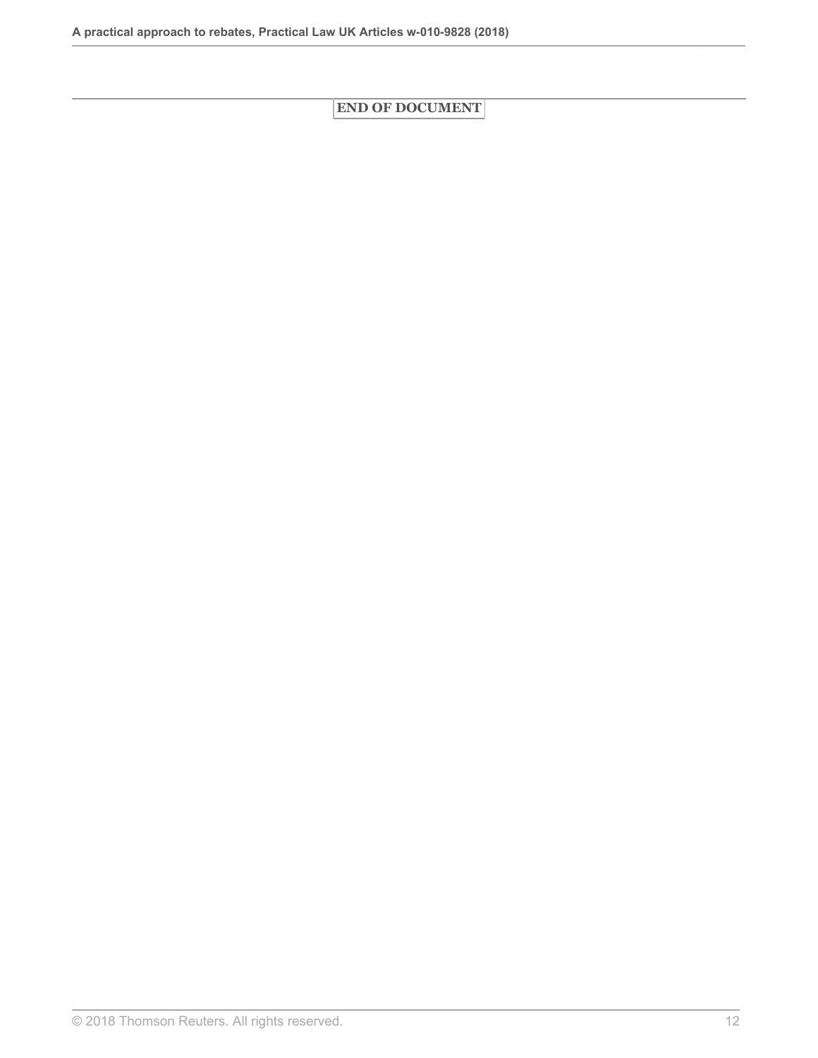**END OF DOCUMENT**